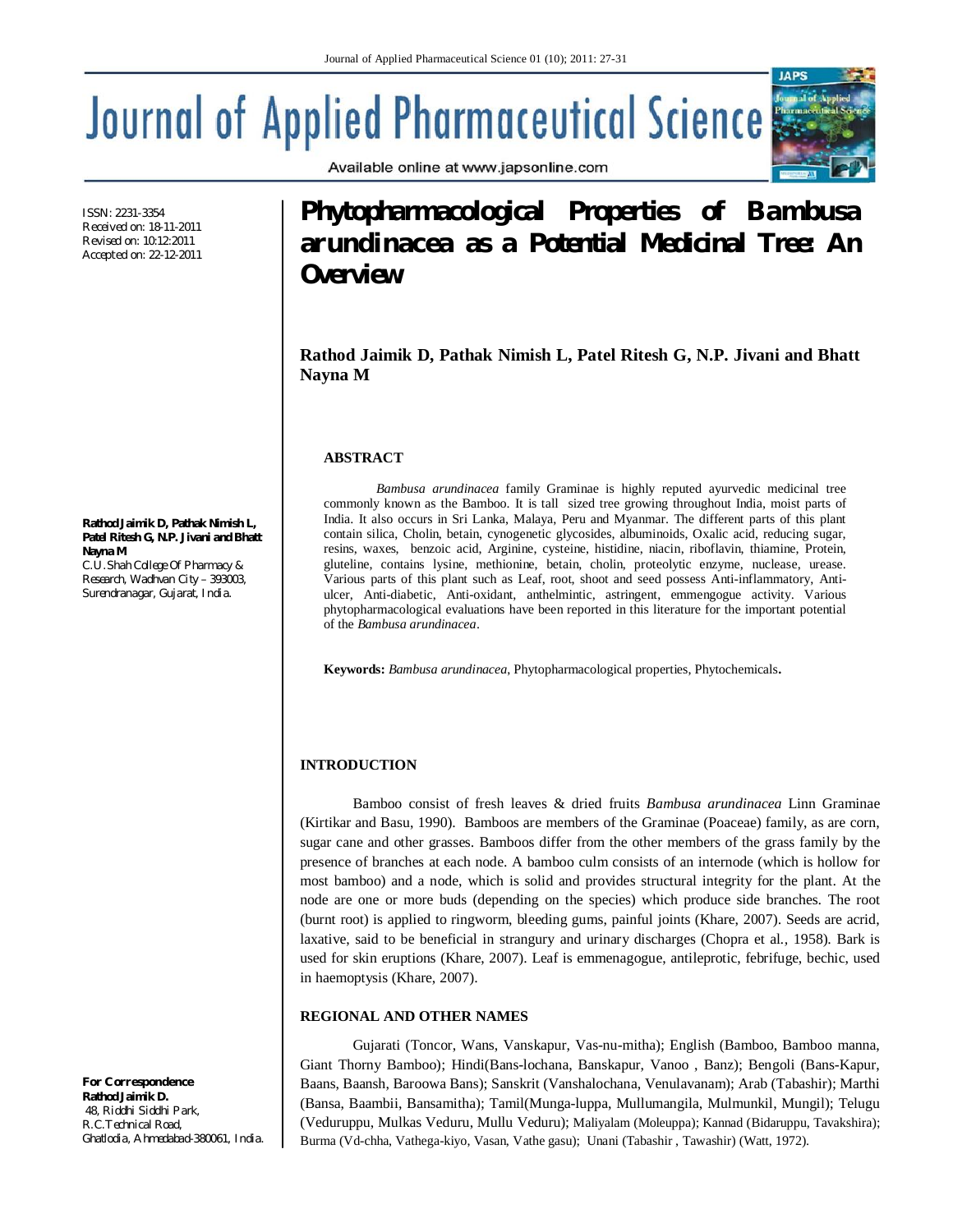ISSN: 2231-3354
Received on: 18-11-2011
Revised on: 10:12:2011
Accepted on: 22-12-2011

# Phytopharmacological Properties of Bambusa arundinacea as a Potential Medicinal Tree: An Overview

**Rathod Jaimik D, Pathak Nimish L, Patel Ritesh G, N.P. Jivani and Bhatt Nayna M**

**Rathod Jaimik D, Pathak Nimish L, Patel Ritesh G, N.P. Jivani and Bhatt Nayna M**
C.U. Shah College Of Pharmacy & Research, Wadhvan City – 393003, Surendranagar, Gujarat, India.

**For Correspondence**
**Rathod Jaimik D.**
48, Riddhi Siddhi Park,
R.C.Technical Road,
Ghatlodia, Ahmedabad-380061, India.

## ABSTRACT

*Bambusa arundinacea* family Graminae is highly reputed ayurvedic medicinal tree commonly known as the Bamboo. It is tall sized tree growing throughout India, moist parts of India. It also occurs in Sri Lanka, Malaya, Peru and Myanmar. The different parts of this plant contain silica, Cholin, betain, cynogenetic glycosides, albuminoids, Oxalic acid, reducing sugar, resins, waxes, benzoic acid, Arginine, cysteine, histidine, niacin, riboflavin, thiamine, Protein, gluteline, contains lysine, methionine, betain, cholin, proteolytic enzyme, nuclease, urease. Various parts of this plant such as Leaf, root, shoot and seed possess Anti-inflammatory, Anti-ulcer, Anti-diabetic, Anti-oxidant, anthelmintic, astringent, emmengogue activity. Various phytopharmacological evaluations have been reported in this literature for the important potential of the *Bambusa arundinacea*.

**Keywords:** *Bambusa arundinacea*, Phytopharmacological properties, Phytochemicals**.**

## INTRODUCTION

Bamboo consist of fresh leaves & dried fruits *Bambusa arundinacea* Linn Graminae (Kirtikar and Basu, 1990). Bamboos are members of the Graminae (Poaceae) family, as are corn, sugar cane and other grasses. Bamboos differ from the other members of the grass family by the presence of branches at each node. A bamboo culm consists of an internode (which is hollow for most bamboo) and a node, which is solid and provides structural integrity for the plant. At the node are one or more buds (depending on the species) which produce side branches. The root (burnt root) is applied to ringworm, bleeding gums, painful joints (Khare, 2007). Seeds are acrid, laxative, said to be beneficial in strangury and urinary discharges (Chopra et al., 1958). Bark is used for skin eruptions (Khare, 2007). Leaf is emmenagogue, antileprotic, febrifuge, bechic, used in haemoptysis (Khare, 2007).

### REGIONAL AND OTHER NAMES

Gujarati (Toncor, Wans, Vanskapur, Vas-nu-mitha); English (Bamboo, Bamboo manna, Giant Thorny Bamboo); Hindi(Bans-lochana, Banskapur, Vanoo , Banz); Bengoli (Bans-Kapur, Baans, Baansh, Baroowa Bans); Sanskrit (Vanshalochana, Venulavanam); Arab (Tabashir); Marthi (Bansa, Baambii, Bansamitha); Tamil(Munga-luppa, Mullumangila, Mulmunkil, Mungil); Telugu (Veduruppu, Mulkas Veduru, Mullu Veduru); Maliyalam (Moleuppa); Kannad (Bidaruppu, Tavakshira); Burma (Vd-chha, Vathega-kiyo, Vasan, Vathe gasu); Unani (Tabashir , Tawashir) (Watt, 1972).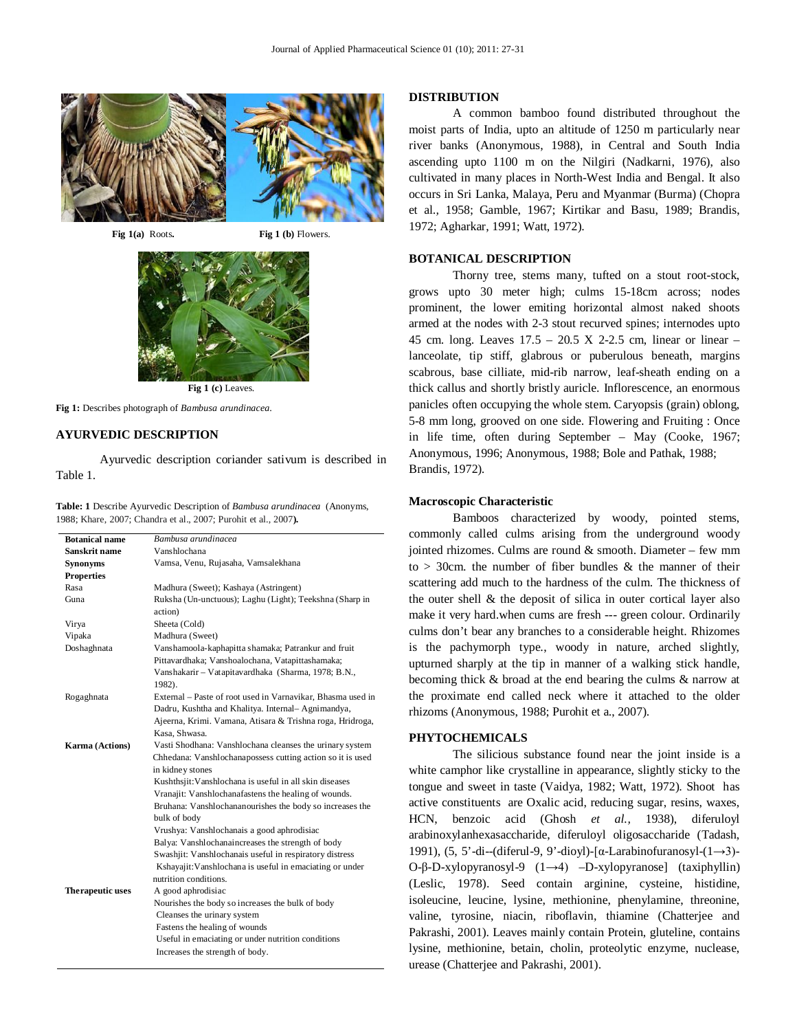Fig 1(a) Roots.

Fig 1 (b) Flowers.

Fig 1 (c) Leaves.

**Fig 1:** Describes photograph of *Bambusa arundinacea*.

## AYURVEDIC DESCRIPTION

Ayurvedic description coriander sativum is described in Table 1.

**Table: 1** Describe Ayurvedic Description of *Bambusa arundinacea* (Anonyms, 1988; Khare, 2007; Chandra et al., 2007; Purohit et al., 2007**).**

| | |
|---|---|
| **Botanical name** | *Bambusa arundinacea* |
| **Sanskrit name** | Vanshlochana |
| **Synonyms** | Vamsa, Venu, Rujasaha, Vamsalekhana |
| **Properties** | |
| Rasa | Madhura (Sweet); Kashaya (Astringent) |
| Guna | Ruksha (Un-unctuous); Laghu (Light); Teekshna (Sharp in action) |
| Virya | Sheeta (Cold) |
| Vipaka | Madhura (Sweet) |
| Doshaghnata | Vanshamoola-kaphapitta shamaka; Patrankur and fruit Pittavardhaka; Vanshoalochana, Vatapittashamaka; Vanshakarir – Vatapitavardhaka (Sharma, 1978; B.N., 1982). |
| Rogaghnata | External – Paste of root used in Varnavikar, Bhasma used in Dadru, Kushtha and Khalitya. Internal– Agnimandya, Ajeerna, Krimi. Vamana, Atisara & Trishna roga, Hridroga, Kasa, Shwasa. |
| **Karma (Actions)** | Vasti Shodhana: Vanshlochana cleanses the urinary system<br>Chhedana: Vanshlochanapossess cutting action so it is used in kidney stones<br>Kushthsjit:Vanshlochana is useful in all skin diseases<br>Vranajit: Vanshlochanafastens the healing of wounds.<br>Bruhana: Vanshlochananourishes the body so increases the bulk of body<br>Vrushya: Vanshlochanais a good aphrodisiac<br>Balya: Vanshlochanaincreases the strength of body<br>Swashjit: Vanshlochanais useful in respiratory distress<br>Kshayajit:Vanshlochana is useful in emaciating or under nutrition conditions. |
| **Therapeutic uses** | A good aphrodisiac<br>Nourishes the body so increases the bulk of body<br>Cleanses the urinary system<br>Fastens the healing of wounds<br>Useful in emaciating or under nutrition conditions<br>Increases the strength of body. |

## DISTRIBUTION

A common bamboo found distributed throughout the moist parts of India, upto an altitude of 1250 m particularly near river banks (Anonymous, 1988), in Central and South India ascending upto 1100 m on the Nilgiri (Nadkarni, 1976), also cultivated in many places in North-West India and Bengal. It also occurs in Sri Lanka, Malaya, Peru and Myanmar (Burma) (Chopra et al., 1958; Gamble, 1967; Kirtikar and Basu, 1989; Brandis, 1972; Agharkar, 1991; Watt, 1972).

## BOTANICAL DESCRIPTION

Thorny tree, stems many, tufted on a stout root-stock, grows upto 30 meter high; culms 15-18cm across; nodes prominent, the lower emiting horizontal almost naked shoots armed at the nodes with 2-3 stout recurved spines; internodes upto 45 cm. long. Leaves 17.5 – 20.5 X 2-2.5 cm, linear or linear –lanceolate, tip stiff, glabrous or puberulous beneath, margins scabrous, base cilliate, mid-rib narrow, leaf-sheath ending on a thick callus and shortly bristly auricle. Inflorescence, an enormous panicles often occupying the whole stem. Caryopsis (grain) oblong, 5-8 mm long, grooved on one side. Flowering and Fruiting : Once in life time, often during September – May (Cooke, 1967; Anonymous, 1996; Anonymous, 1988; Bole and Pathak, 1988; Brandis, 1972).

### Macroscopic Characteristic

Bamboos characterized by woody, pointed stems, commonly called culms arising from the underground woody jointed rhizomes. Culms are round & smooth. Diameter – few mm to > 30cm. the number of fiber bundles & the manner of their scattering add much to the hardness of the culm. The thickness of the outer shell & the deposit of silica in outer cortical layer also make it very hard.when cums are fresh --- green colour. Ordinarily culms don't bear any branches to a considerable height. Rhizomes is the pachymorph type., woody in nature, arched slightly, upturned sharply at the tip in manner of a walking stick handle, becoming thick & broad at the end bearing the culms & narrow at the proximate end called neck where it attached to the older rhizoms (Anonymous, 1988; Purohit et a., 2007).

## PHYTOCHEMICALS

The silicious substance found near the joint inside is a white camphor like crystalline in appearance, slightly sticky to the tongue and sweet in taste (Vaidya, 1982; Watt, 1972). Shoot has active constituents are Oxalic acid, reducing sugar, resins, waxes, HCN, benzoic acid (Ghosh *et al.,* 1938), diferuloyl arabinoxylanhexasaccharide, diferuloyl oligosaccharide (Tadash, 1991), (5, 5'-di--(diferul-9, 9'-dioyl)-[α-Larabinofuranosyl-(1→3)-O-β-D-xylopyranosyl-9 (1→4) –D-xylopyranose] (taxiphyllin) (Leslic, 1978). Seed contain arginine, cysteine, histidine, isoleucine, leucine, lysine, methionine, phenylamine, threonine, valine, tyrosine, niacin, riboflavin, thiamine (Chatterjee and Pakrashi, 2001). Leaves mainly contain Protein, gluteline, contains lysine, methionine, betain, cholin, proteolytic enzyme, nuclease, urease (Chatterjee and Pakrashi, 2001).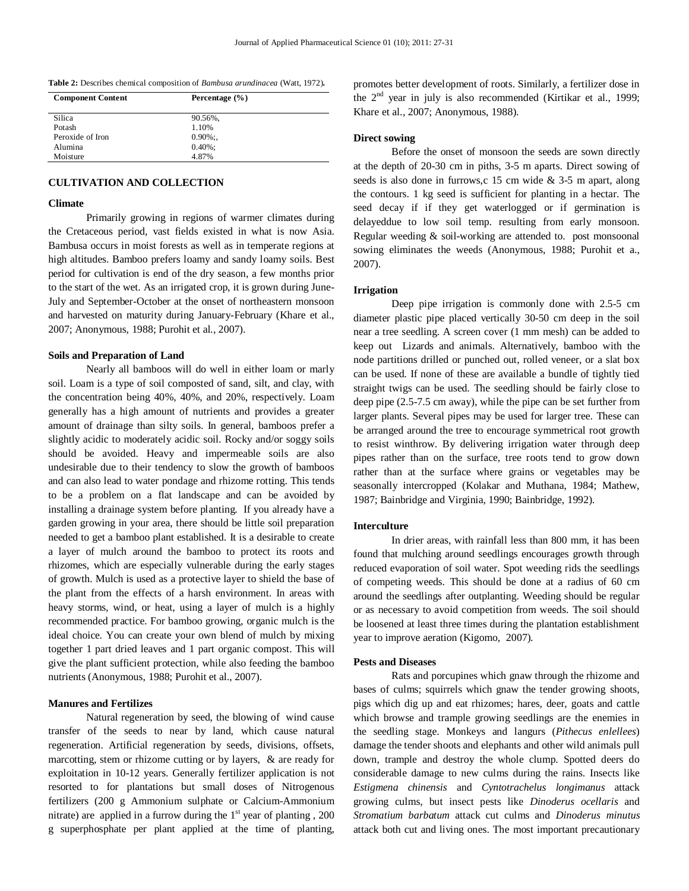**Table 2:** Describes chemical composition of *Bambusa arundinacea* (Watt, 1972)**.**

| Component Content | Percentage (%) |
|---|---|
| Silica | 90.56%, |
| Potash | 1.10% |
| Peroxide of Iron | 0.90%;, |
| Alumina | 0.40%; |
| Moisture | 4.87% |

## CULTIVATION AND COLLECTION

### Climate

Primarily growing in regions of warmer climates during the Cretaceous period, vast fields existed in what is now Asia. Bambusa occurs in moist forests as well as in temperate regions at high altitudes. Bamboo prefers loamy and sandy loamy soils. Best period for cultivation is end of the dry season, a few months prior to the start of the wet. As an irrigated crop, it is grown during June-July and September-October at the onset of northeastern monsoon and harvested on maturity during January-February (Khare et al., 2007; Anonymous, 1988; Purohit et al., 2007).

### Soils and Preparation of Land

Nearly all bamboos will do well in either loam or marly soil. Loam is a type of soil composted of sand, silt, and clay, with the concentration being 40%, 40%, and 20%, respectively. Loam generally has a high amount of nutrients and provides a greater amount of drainage than silty soils. In general, bamboos prefer a slightly acidic to moderately acidic soil. Rocky and/or soggy soils should be avoided. Heavy and impermeable soils are also undesirable due to their tendency to slow the growth of bamboos and can also lead to water pondage and rhizome rotting. This tends to be a problem on a flat landscape and can be avoided by installing a drainage system before planting. If you already have a garden growing in your area, there should be little soil preparation needed to get a bamboo plant established. It is a desirable to create a layer of mulch around the bamboo to protect its roots and rhizomes, which are especially vulnerable during the early stages of growth. Mulch is used as a protective layer to shield the base of the plant from the effects of a harsh environment. In areas with heavy storms, wind, or heat, using a layer of mulch is a highly recommended practice. For bamboo growing, organic mulch is the ideal choice. You can create your own blend of mulch by mixing together 1 part dried leaves and 1 part organic compost. This will give the plant sufficient protection, while also feeding the bamboo nutrients (Anonymous, 1988; Purohit et al., 2007).

### Manures and Fertilizes

Natural regeneration by seed, the blowing of wind cause transfer of the seeds to near by land, which cause natural regeneration. Artificial regeneration by seeds, divisions, offsets, marcotting, stem or rhizome cutting or by layers, & are ready for exploitation in 10-12 years. Generally fertilizer application is not resorted to for plantations but small doses of Nitrogenous fertilizers (200 g Ammonium sulphate or Calcium-Ammonium nitrate) are applied in a furrow during the 1st year of planting , 200 g superphosphate per plant applied at the time of planting, promotes better development of roots. Similarly, a fertilizer dose in the 2nd year in july is also recommended (Kirtikar et al., 1999; Khare et al., 2007; Anonymous, 1988).

### Direct sowing

Before the onset of monsoon the seeds are sown directly at the depth of 20-30 cm in piths, 3-5 m aparts. Direct sowing of seeds is also done in furrows,c 15 cm wide & 3-5 m apart, along the contours. 1 kg seed is sufficient for planting in a hectar. The seed decay if if they get waterlogged or if germination is delayeddue to low soil temp. resulting from early monsoon. Regular weeding & soil-working are attended to. post monsoonal sowing eliminates the weeds (Anonymous, 1988; Purohit et a., 2007).

### Irrigation

Deep pipe irrigation is commonly done with 2.5-5 cm diameter plastic pipe placed vertically 30-50 cm deep in the soil near a tree seedling. A screen cover (1 mm mesh) can be added to keep out Lizards and animals. Alternatively, bamboo with the node partitions drilled or punched out, rolled veneer, or a slat box can be used. If none of these are available a bundle of tightly tied straight twigs can be used. The seedling should be fairly close to deep pipe (2.5-7.5 cm away), while the pipe can be set further from larger plants. Several pipes may be used for larger tree. These can be arranged around the tree to encourage symmetrical root growth to resist winthrow. By delivering irrigation water through deep pipes rather than on the surface, tree roots tend to grow down rather than at the surface where grains or vegetables may be seasonally intercropped (Kolakar and Muthana, 1984; Mathew, 1987; Bainbridge and Virginia, 1990; Bainbridge, 1992).

### Interculture

In drier areas, with rainfall less than 800 mm, it has been found that mulching around seedlings encourages growth through reduced evaporation of soil water. Spot weeding rids the seedlings of competing weeds. This should be done at a radius of 60 cm around the seedlings after outplanting. Weeding should be regular or as necessary to avoid competition from weeds. The soil should be loosened at least three times during the plantation establishment year to improve aeration (Kigomo, 2007).

### Pests and Diseases

Rats and porcupines which gnaw through the rhizome and bases of culms; squirrels which gnaw the tender growing shoots, pigs which dig up and eat rhizomes; hares, deer, goats and cattle which browse and trample growing seedlings are the enemies in the seedling stage. Monkeys and langurs (*Pithecus enlellees*) damage the tender shoots and elephants and other wild animals pull down, trample and destroy the whole clump. Spotted deers do considerable damage to new culms during the rains. Insects like *Estigmena chinensis* and *Cyntotrachelus longimanus* attack growing culms, but insect pests like *Dinoderus ocellaris* and *Stromatium barbatum* attack cut culms and *Dinoderus minutus* attack both cut and living ones. The most important precautionary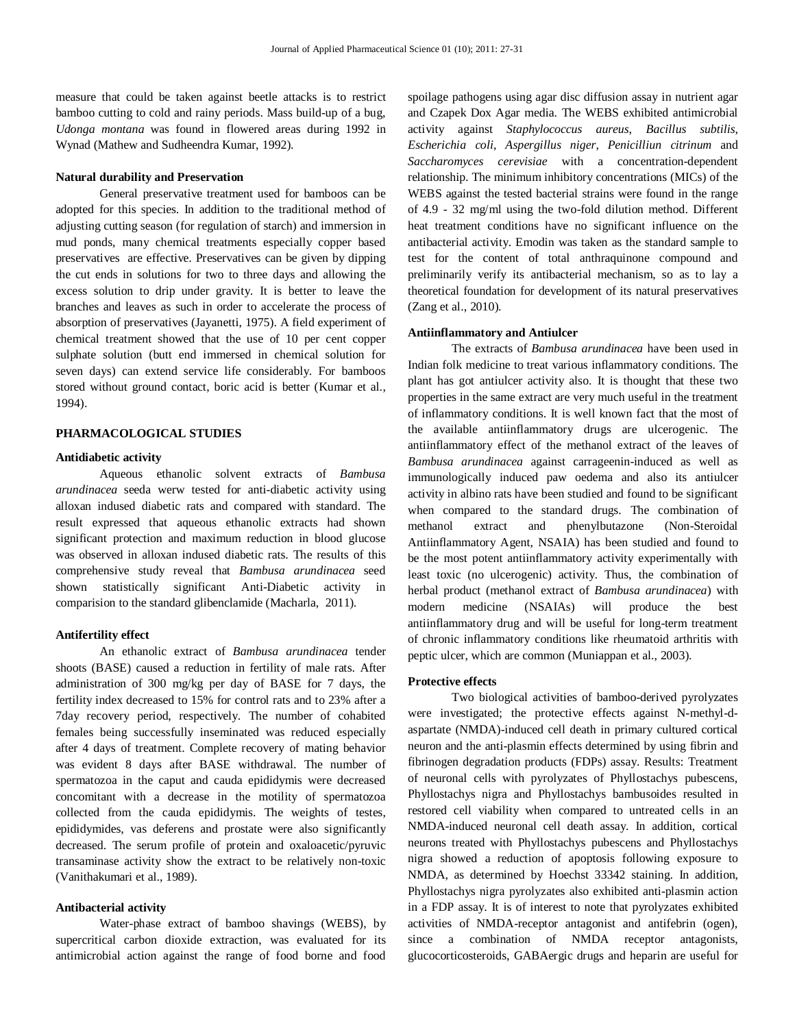measure that could be taken against beetle attacks is to restrict bamboo cutting to cold and rainy periods. Mass build-up of a bug, *Udonga montana* was found in flowered areas during 1992 in Wynad (Mathew and Sudheendra Kumar, 1992).

**Natural durability and Preservation**

General preservative treatment used for bamboos can be adopted for this species. In addition to the traditional method of adjusting cutting season (for regulation of starch) and immersion in mud ponds, many chemical treatments especially copper based preservatives are effective. Preservatives can be given by dipping the cut ends in solutions for two to three days and allowing the excess solution to drip under gravity. It is better to leave the branches and leaves as such in order to accelerate the process of absorption of preservatives (Jayanetti, 1975). A field experiment of chemical treatment showed that the use of 10 per cent copper sulphate solution (butt end immersed in chemical solution for seven days) can extend service life considerably. For bamboos stored without ground contact, boric acid is better (Kumar et al., 1994).

## PHARMACOLOGICAL STUDIES

**Antidiabetic activity**

Aqueous ethanolic solvent extracts of *Bambusa arundinacea* seeda werw tested for anti-diabetic activity using alloxan indused diabetic rats and compared with standard. The result expressed that aqueous ethanolic extracts had shown significant protection and maximum reduction in blood glucose was observed in alloxan indused diabetic rats. The results of this comprehensive study reveal that *Bambusa arundinacea* seed shown statistically significant Anti-Diabetic activity in comparision to the standard glibenclamide (Macharla, 2011).

**Antifertility effect**

An ethanolic extract of *Bambusa arundinacea* tender shoots (BASE) caused a reduction in fertility of male rats. After administration of 300 mg/kg per day of BASE for 7 days, the fertility index decreased to 15% for control rats and to 23% after a 7day recovery period, respectively. The number of cohabited females being successfully inseminated was reduced especially after 4 days of treatment. Complete recovery of mating behavior was evident 8 days after BASE withdrawal. The number of spermatozoa in the caput and cauda epididymis were decreased concomitant with a decrease in the motility of spermatozoa collected from the cauda epididymis. The weights of testes, epididymides, vas deferens and prostate were also significantly decreased. The serum profile of protein and oxaloacetic/pyruvic transaminase activity show the extract to be relatively non-toxic (Vanithakumari et al., 1989).

**Antibacterial activity**

Water-phase extract of bamboo shavings (WEBS), by supercritical carbon dioxide extraction, was evaluated for its antimicrobial action against the range of food borne and food spoilage pathogens using agar disc diffusion assay in nutrient agar and Czapek Dox Agar media. The WEBS exhibited antimicrobial activity against *Staphylococcus aureus, Bacillus subtilis, Escherichia coli*, *Aspergillus niger, Penicilliun citrinum* and *Saccharomyces cerevisiae* with a concentration-dependent relationship. The minimum inhibitory concentrations (MICs) of the WEBS against the tested bacterial strains were found in the range of 4.9 - 32 mg/ml using the two-fold dilution method. Different heat treatment conditions have no significant influence on the antibacterial activity. Emodin was taken as the standard sample to test for the content of total anthraquinone compound and preliminarily verify its antibacterial mechanism, so as to lay a theoretical foundation for development of its natural preservatives (Zang et al., 2010).

**Antiinflammatory and Antiulcer**

The extracts of *Bambusa arundinacea* have been used in Indian folk medicine to treat various inflammatory conditions. The plant has got antiulcer activity also. It is thought that these two properties in the same extract are very much useful in the treatment of inflammatory conditions. It is well known fact that the most of the available antiinflammatory drugs are ulcerogenic. The antiinflammatory effect of the methanol extract of the leaves of *Bambusa arundinacea* against carrageenin-induced as well as immunologically induced paw oedema and also its antiulcer activity in albino rats have been studied and found to be significant when compared to the standard drugs. The combination of methanol extract and phenylbutazone (Non-Steroidal Antiinflammatory Agent, NSAIA) has been studied and found to be the most potent antiinflammatory activity experimentally with least toxic (no ulcerogenic) activity. Thus, the combination of herbal product (methanol extract of *Bambusa arundinacea*) with modern medicine (NSAIAs) will produce the best antiinflammatory drug and will be useful for long-term treatment of chronic inflammatory conditions like rheumatoid arthritis with peptic ulcer, which are common (Muniappan et al., 2003).

**Protective effects**

Two biological activities of bamboo-derived pyrolyzates were investigated; the protective effects against N-methyl-d-aspartate (NMDA)-induced cell death in primary cultured cortical neuron and the anti-plasmin effects determined by using fibrin and fibrinogen degradation products (FDPs) assay. Results: Treatment of neuronal cells with pyrolyzates of Phyllostachys pubescens, Phyllostachys nigra and Phyllostachys bambusoides resulted in restored cell viability when compared to untreated cells in an NMDA-induced neuronal cell death assay. In addition, cortical neurons treated with Phyllostachys pubescens and Phyllostachys nigra showed a reduction of apoptosis following exposure to NMDA, as determined by Hoechst 33342 staining. In addition, Phyllostachys nigra pyrolyzates also exhibited anti-plasmin action in a FDP assay. It is of interest to note that pyrolyzates exhibited activities of NMDA-receptor antagonist and antifebrin (ogen), since a combination of NMDA receptor antagonists, glucocorticosteroids, GABAergic drugs and heparin are useful for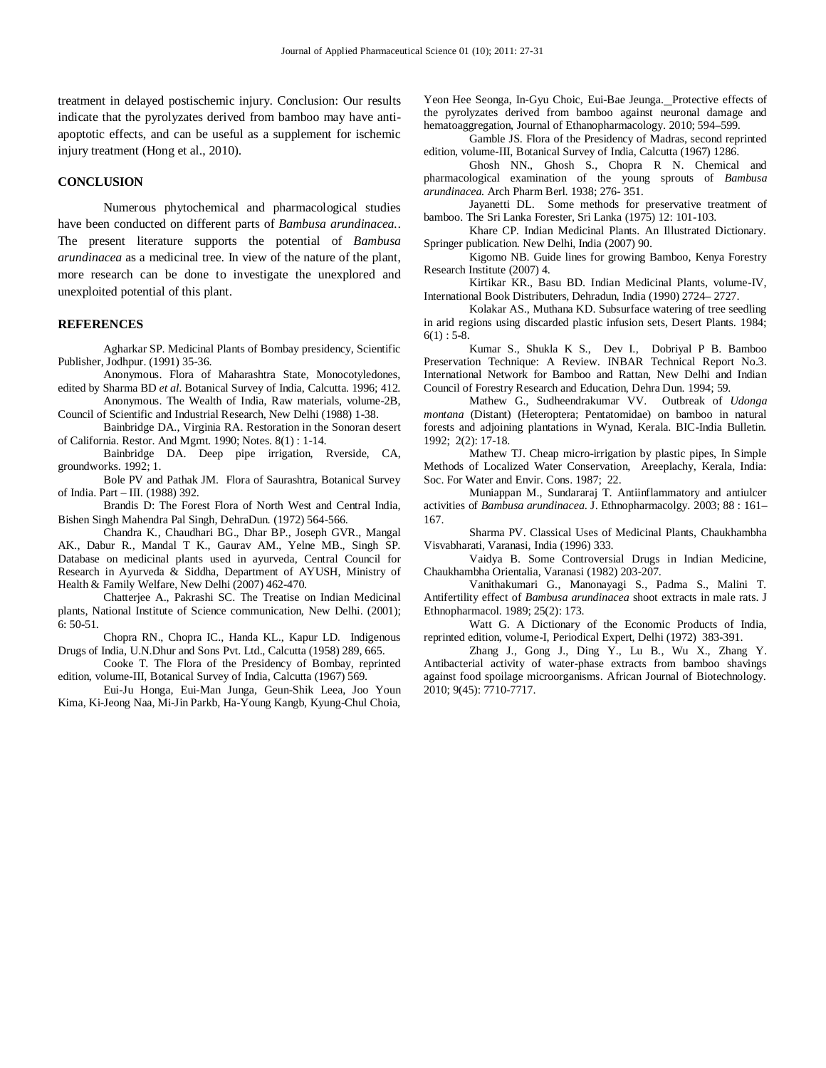treatment in delayed postischemic injury. Conclusion: Our results indicate that the pyrolyzates derived from bamboo may have anti-apoptotic effects, and can be useful as a supplement for ischemic injury treatment (Hong et al., 2010).

## CONCLUSION

Numerous phytochemical and pharmacological studies have been conducted on different parts of *Bambusa arundinacea.*. The present literature supports the potential of *Bambusa arundinacea* as a medicinal tree. In view of the nature of the plant, more research can be done to investigate the unexplored and unexploited potential of this plant.

## REFERENCES

Agharkar SP. Medicinal Plants of Bombay presidency, Scientific Publisher, Jodhpur. (1991) 35-36.

Anonymous. Flora of Maharashtra State, Monocotyledones, edited by Sharma BD *et al.* Botanical Survey of India, Calcutta. 1996; 412.

Anonymous. The Wealth of India, Raw materials, volume-2B, Council of Scientific and Industrial Research, New Delhi (1988) 1-38.

Bainbridge DA., Virginia RA. Restoration in the Sonoran desert of California. Restor. And Mgmt. 1990; Notes. 8(1) : 1-14.

Bainbridge DA. Deep pipe irrigation, Rverside, CA, groundworks. 1992; 1.

Bole PV and Pathak JM. Flora of Saurashtra, Botanical Survey of India. Part – III. (1988) 392.

Brandis D: The Forest Flora of North West and Central India, Bishen Singh Mahendra Pal Singh, DehraDun. (1972) 564-566.

Chandra K., Chaudhari BG., Dhar BP., Joseph GVR., Mangal AK., Dabur R., Mandal T K., Gaurav AM., Yelne MB., Singh SP. Database on medicinal plants used in ayurveda, Central Council for Research in Ayurveda & Siddha, Department of AYUSH, Ministry of Health & Family Welfare, New Delhi (2007) 462-470.

Chatterjee A., Pakrashi SC. The Treatise on Indian Medicinal plants, National Institute of Science communication, New Delhi. (2001); 6: 50-51.

Chopra RN., Chopra IC., Handa KL., Kapur LD. Indigenous Drugs of India, U.N.Dhur and Sons Pvt. Ltd., Calcutta (1958) 289, 665.

Cooke T. The Flora of the Presidency of Bombay, reprinted edition, volume-III, Botanical Survey of India, Calcutta (1967) 569.

Eui-Ju Honga, Eui-Man Junga, Geun-Shik Leea, Joo Youn Kima, Ki-Jeong Naa, Mi-Jin Parkb, Ha-Young Kangb, Kyung-Chul Choia, Yeon Hee Seonga, In-Gyu Choic, Eui-Bae Jeunga. Protective effects of the pyrolyzates derived from bamboo against neuronal damage and hematoaggregation, Journal of Ethanopharmacology. 2010; 594–599.

Gamble JS. Flora of the Presidency of Madras, second reprinted edition, volume-III, Botanical Survey of India, Calcutta (1967) 1286.

Ghosh NN., Ghosh S., Chopra R N. Chemical and pharmacological examination of the young sprouts of *Bambusa arundinacea.* Arch Pharm Berl. 1938; 276- 351.

Jayanetti DL. Some methods for preservative treatment of bamboo. The Sri Lanka Forester, Sri Lanka (1975) 12: 101-103.

Khare CP. Indian Medicinal Plants. An Illustrated Dictionary. Springer publication. New Delhi, India (2007) 90.

Kigomo NB. Guide lines for growing Bamboo, Kenya Forestry Research Institute (2007) 4.

Kirtikar KR., Basu BD. Indian Medicinal Plants, volume-IV, International Book Distributers, Dehradun, India (1990) 2724– 2727.

Kolakar AS., Muthana KD. Subsurface watering of tree seedling in arid regions using discarded plastic infusion sets, Desert Plants. 1984; 6(1) : 5-8.

Kumar S., Shukla K S., Dev I., Dobriyal P B. Bamboo Preservation Technique: A Review. INBAR Technical Report No.3. International Network for Bamboo and Rattan, New Delhi and Indian Council of Forestry Research and Education, Dehra Dun. 1994; 59.

Mathew G., Sudheendrakumar VV. Outbreak of *Udonga montana* (Distant) (Heteroptera; Pentatomidae) on bamboo in natural forests and adjoining plantations in Wynad, Kerala. BIC-India Bulletin. 1992; 2(2): 17-18.

Mathew TJ. Cheap micro-irrigation by plastic pipes, In Simple Methods of Localized Water Conservation, Areeplachy, Kerala, India: Soc. For Water and Envir. Cons. 1987; 22.

Muniappan M., Sundararaj T. Antiinflammatory and antiulcer activities of *Bambusa arundinacea.* J. Ethnopharmacolgy. 2003; 88 : 161–167.

Sharma PV. Classical Uses of Medicinal Plants, Chaukhambha Visvabharati, Varanasi, India (1996) 333.

Vaidya B. Some Controversial Drugs in Indian Medicine, Chaukhambha Orientalia, Varanasi (1982) 203-207.

Vanithakumari G., Manonayagi S., Padma S., Malini T. Antifertility effect of *Bambusa arundinacea* shoot extracts in male rats. J Ethnopharmacol. 1989; 25(2): 173.

Watt G. A Dictionary of the Economic Products of India, reprinted edition, volume-I, Periodical Expert, Delhi (1972) 383-391.

Zhang J., Gong J., Ding Y., Lu B., Wu X., Zhang Y. Antibacterial activity of water-phase extracts from bamboo shavings against food spoilage microorganisms. African Journal of Biotechnology. 2010; 9(45): 7710-7717.